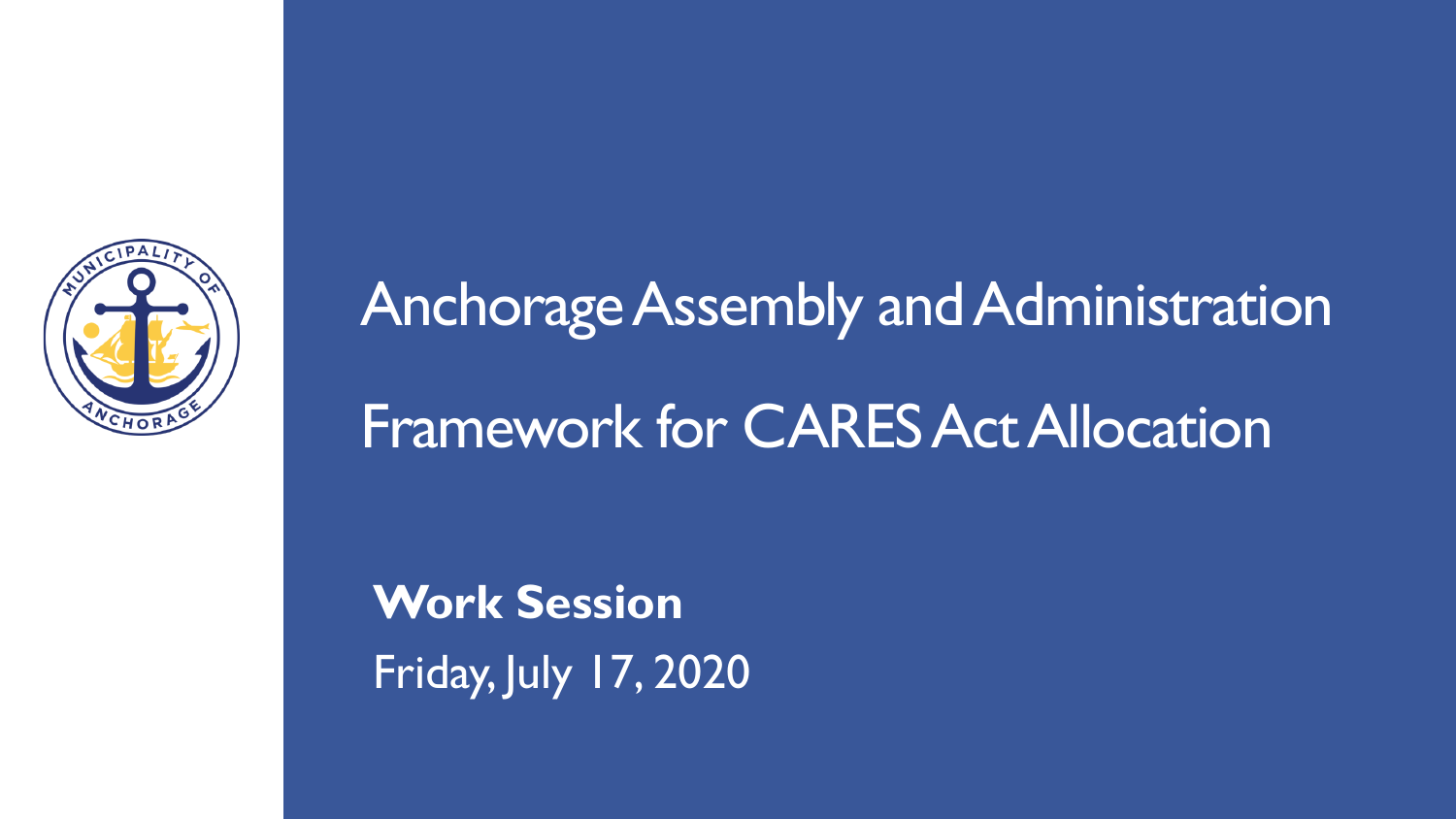# Anchorage Assembly and Administration

# Framework for CARES Act Allocation

**Work Session**

Friday, July 17, 2020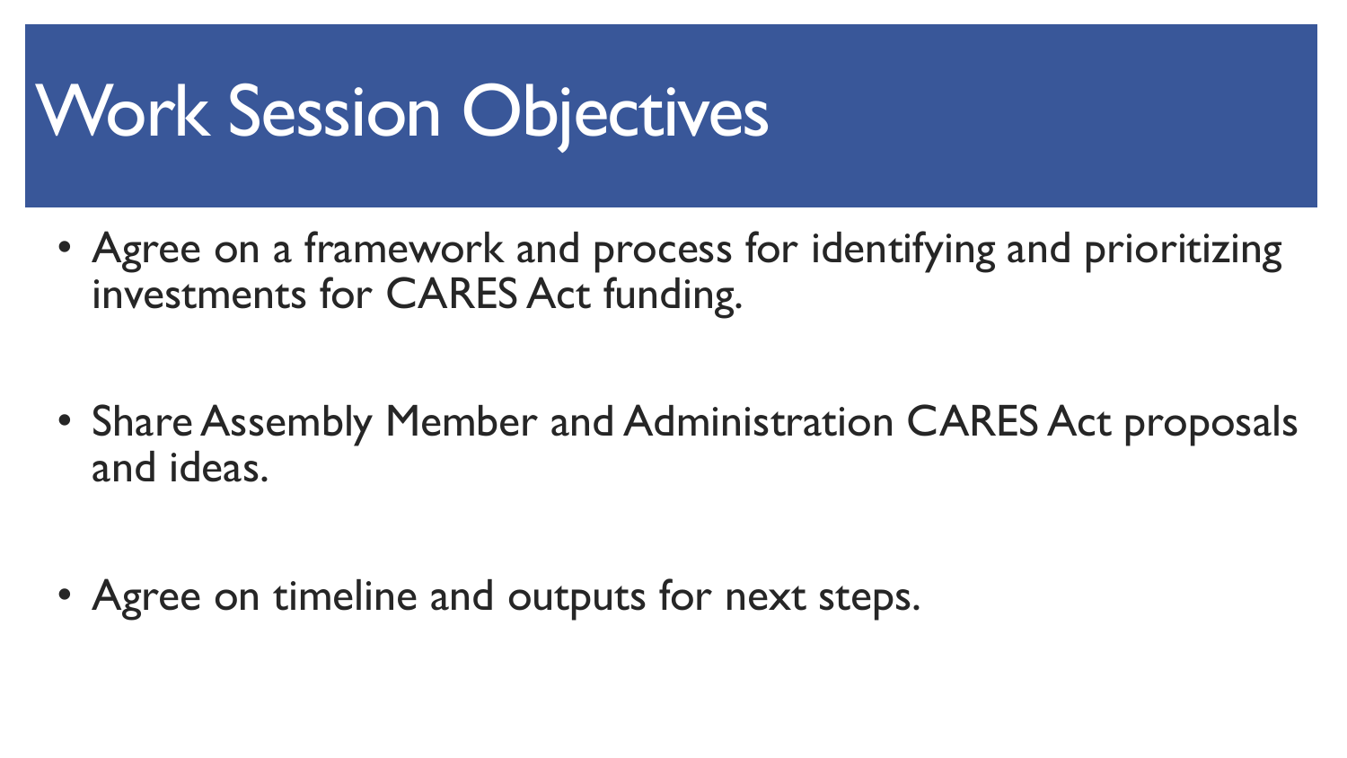# Work Session Objectives

- Agree on a framework and process for identifying and prioritizing investments for CARES Act funding.
- Share Assembly Member and Administration CARES Act proposals and ideas.
- Agree on timeline and outputs for next steps.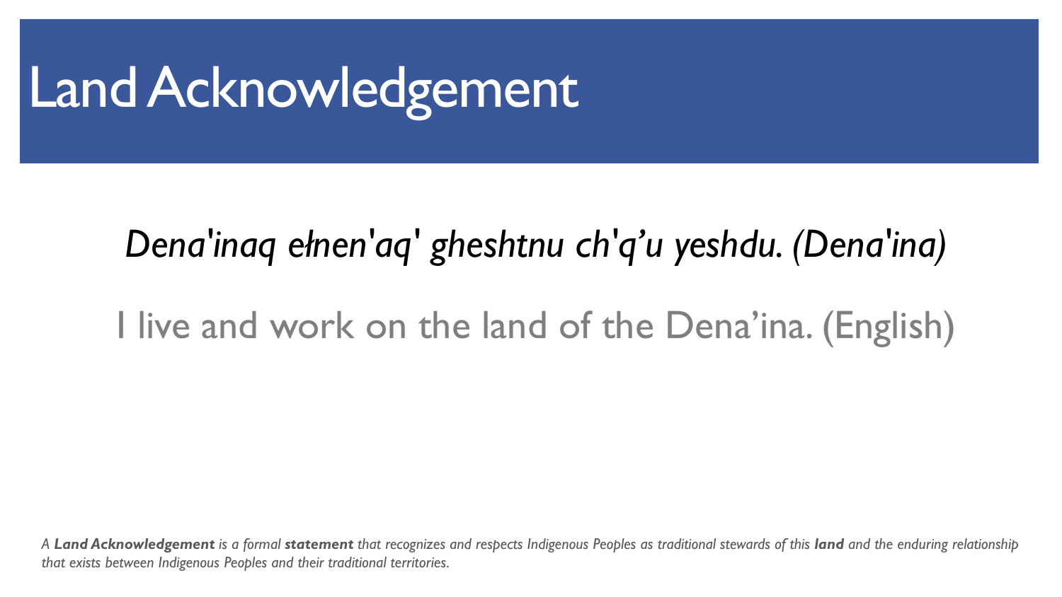# Land Acknowledgement

*Dena'inaq ełnen'aq' gheshtnu ch'q'u yeshdu. (Dena'ina)*

I live and work on the land of the Dena'ina. (English)

*A **Land Acknowledgement** is a formal **statement** that recognizes and respects Indigenous Peoples as traditional stewards of this **land** and the enduring relationship that exists between Indigenous Peoples and their traditional territories.*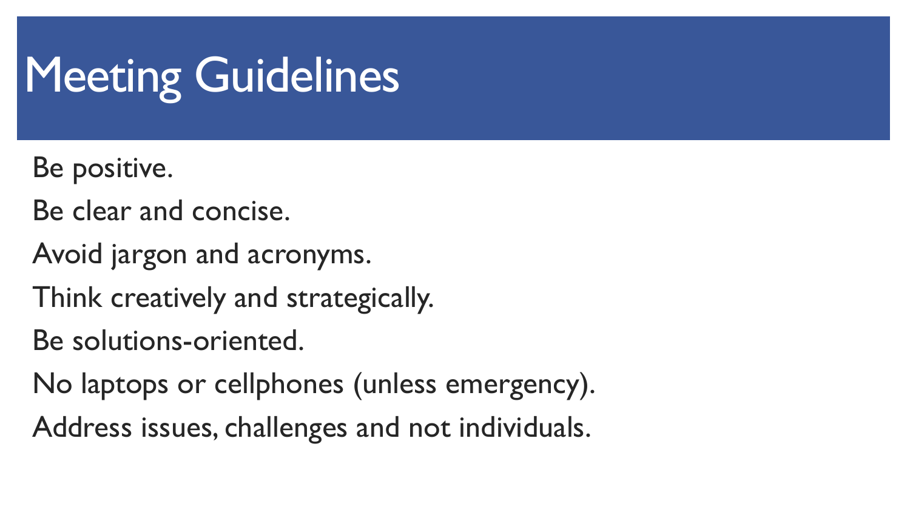# Meeting Guidelines

Be positive.

Be clear and concise.

Avoid jargon and acronyms.

Think creatively and strategically.

Be solutions-oriented.

No laptops or cellphones (unless emergency).

Address issues, challenges and not individuals.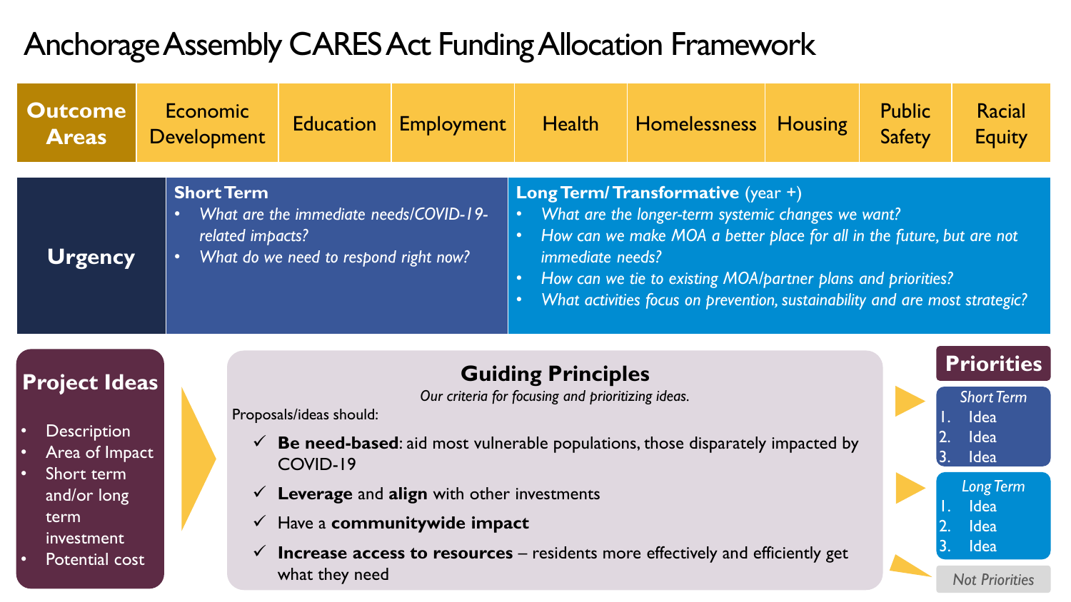# Anchorage Assembly CARES Act Funding Allocation Framework

| Outcome Areas | Economic Development | Education | Employment | Health | Homelessness | Housing | Public Safety | Racial Equity |
|---|---|---|---|---|---|---|---|---|

## Urgency

**Short Term**

- *What are the immediate needs/COVID-19-related impacts?*
- *What do we need to respond right now?*

**Long Term/ Transformative** (year +)

- *What are the longer-term systemic changes we want?*
- *How can we make MOA a better place for all in the future, but are not immediate needs?*
- *How can we tie to existing MOA/partner plans and priorities?*
- *What activities focus on prevention, sustainability and are most strategic?*

## Project Ideas

- Description
- Area of Impact
- Short term and/or long term investment
- Potential cost

## Guiding Principles

*Our criteria for focusing and prioritizing ideas.*

Proposals/ideas should:

- ✓ **Be need-based**: aid most vulnerable populations, those disparately impacted by COVID-19
- ✓ **Leverage** and **align** with other investments
- ✓ Have a **communitywide impact**
- ✓ **Increase access to resources** – residents more effectively and efficiently get what they need

## Priorities

*Short Term*

1. Idea
2. Idea
3. Idea

*Long Term*

1. Idea
2. Idea
3. Idea

*Not Priorities*